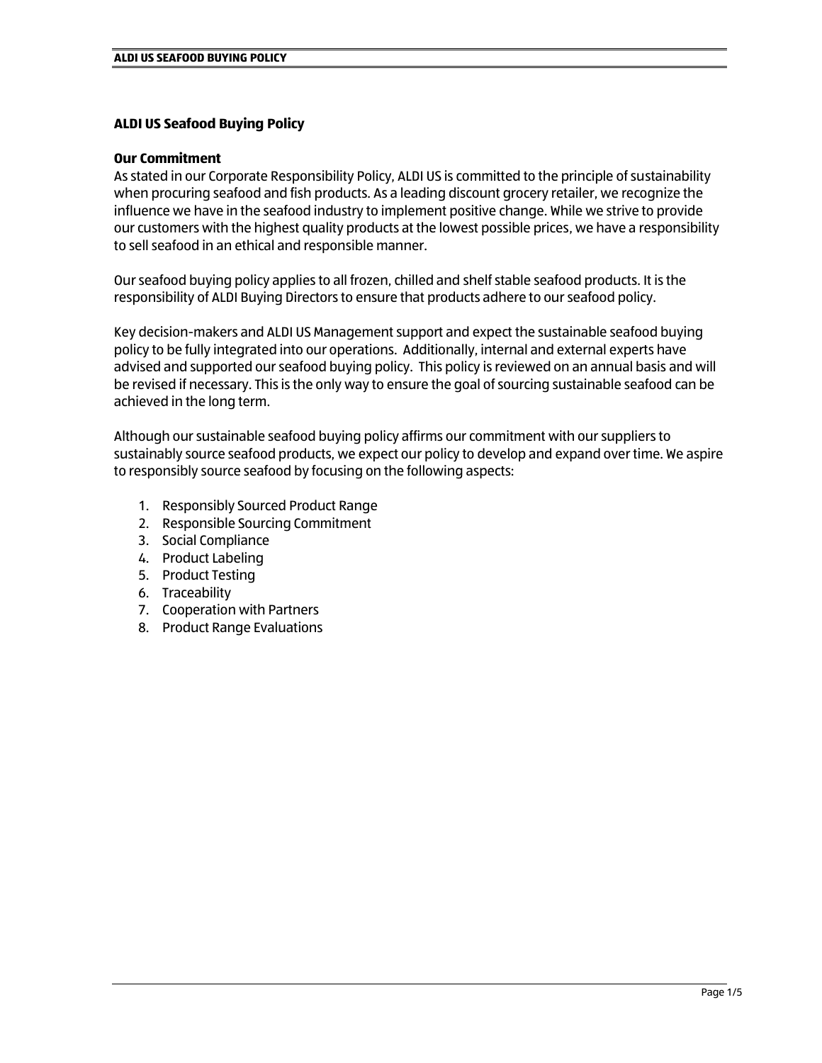# ALDI US Seafood Buying Policy

## Our Commitment

As stated in our Corporate Responsibility Policy, ALDI US is committed to the principle of sustainability when procuring seafood and fish products. As a leading discount grocery retailer, we recognize the influence we have in the seafood industry to implement positive change. While we strive to provide our customers with the highest quality products at the lowest possible prices, we have a responsibility to sell seafood in an ethical and responsible manner.

Our seafood buying policy applies to all frozen, chilled and shelf stable seafood products. It is the responsibility of ALDI Buying Directors to ensure that products adhere to our seafood policy.

Key decision-makers and ALDI US Management support and expect the sustainable seafood buying policy to be fully integrated into our operations. Additionally, internal and external experts have advised and supported our seafood buying policy. This policy is reviewed on an annual basis and will be revised if necessary. This is the only way to ensure the goal of sourcing sustainable seafood can be achieved in the long term.

Although our sustainable seafood buying policy affirms our commitment with our suppliers to sustainably source seafood products, we expect our policy to develop and expand over time. We aspire to responsibly source seafood by focusing on the following aspects:

1. Responsibly Sourced Product Range
2. Responsible Sourcing Commitment
3. Social Compliance
4. Product Labeling
5. Product Testing
6. Traceability
7. Cooperation with Partners
8. Product Range Evaluations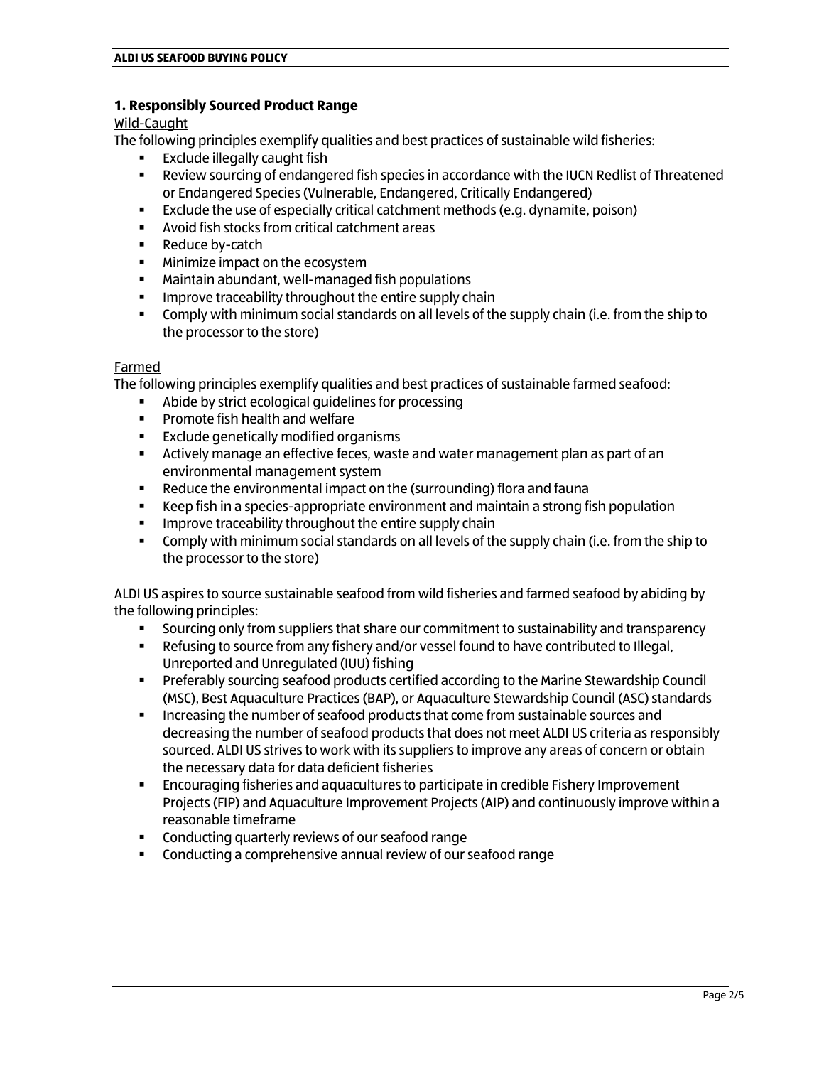## 1. Responsibly Sourced Product Range

Wild-Caught

The following principles exemplify qualities and best practices of sustainable wild fisheries:

- Exclude illegally caught fish
- Review sourcing of endangered fish species in accordance with the IUCN Redlist of Threatened or Endangered Species (Vulnerable, Endangered, Critically Endangered)
- Exclude the use of especially critical catchment methods (e.g. dynamite, poison)
- Avoid fish stocks from critical catchment areas
- Reduce by-catch
- Minimize impact on the ecosystem
- Maintain abundant, well-managed fish populations
- Improve traceability throughout the entire supply chain
- Comply with minimum social standards on all levels of the supply chain (i.e. from the ship to the processor to the store)

Farmed

The following principles exemplify qualities and best practices of sustainable farmed seafood:

- Abide by strict ecological guidelines for processing
- Promote fish health and welfare
- Exclude genetically modified organisms
- Actively manage an effective feces, waste and water management plan as part of an environmental management system
- Reduce the environmental impact on the (surrounding) flora and fauna
- Keep fish in a species-appropriate environment and maintain a strong fish population
- Improve traceability throughout the entire supply chain
- Comply with minimum social standards on all levels of the supply chain (i.e. from the ship to the processor to the store)

ALDI US aspires to source sustainable seafood from wild fisheries and farmed seafood by abiding by the following principles:

- Sourcing only from suppliers that share our commitment to sustainability and transparency
- Refusing to source from any fishery and/or vessel found to have contributed to Illegal, Unreported and Unregulated (IUU) fishing
- Preferably sourcing seafood products certified according to the Marine Stewardship Council (MSC), Best Aquaculture Practices (BAP), or Aquaculture Stewardship Council (ASC) standards
- Increasing the number of seafood products that come from sustainable sources and decreasing the number of seafood products that does not meet ALDI US criteria as responsibly sourced. ALDI US strives to work with its suppliers to improve any areas of concern or obtain the necessary data for data deficient fisheries
- Encouraging fisheries and aquacultures to participate in credible Fishery Improvement Projects (FIP) and Aquaculture Improvement Projects (AIP) and continuously improve within a reasonable timeframe
- Conducting quarterly reviews of our seafood range
- Conducting a comprehensive annual review of our seafood range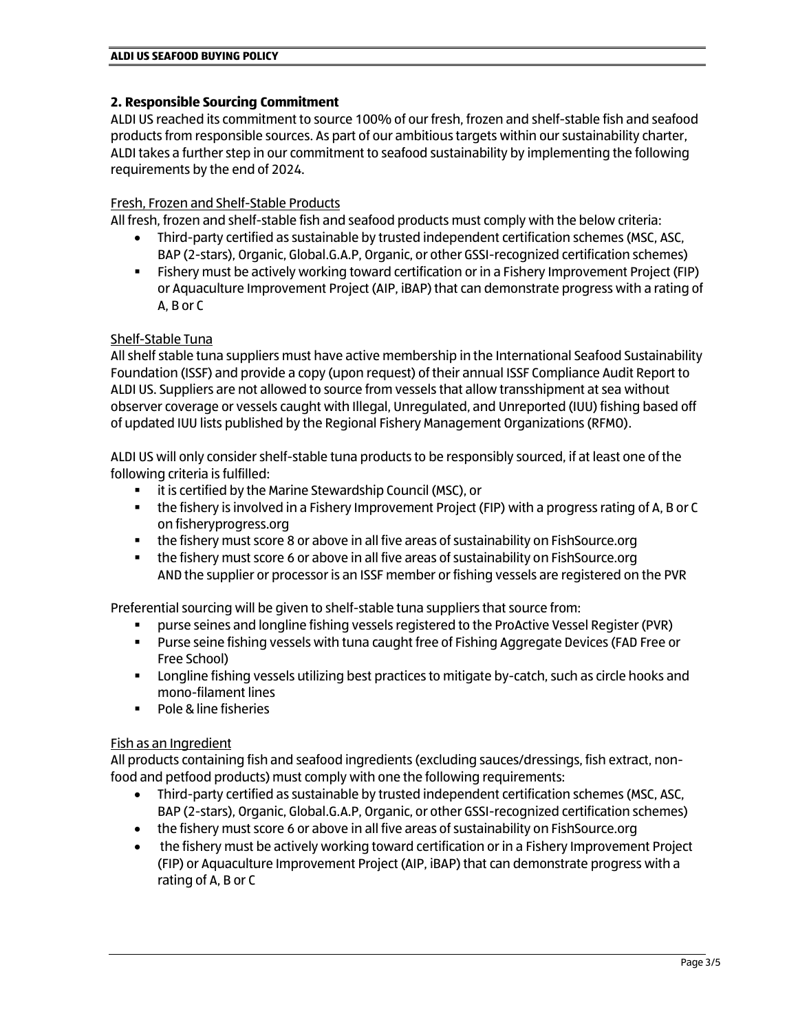## 2. Responsible Sourcing Commitment

ALDI US reached its commitment to source 100% of our fresh, frozen and shelf-stable fish and seafood products from responsible sources. As part of our ambitious targets within our sustainability charter, ALDI takes a further step in our commitment to seafood sustainability by implementing the following requirements by the end of 2024.

<u>Fresh, Frozen and Shelf-Stable Products</u>

All fresh, frozen and shelf-stable fish and seafood products must comply with the below criteria:

- Third-party certified as sustainable by trusted independent certification schemes (MSC, ASC, BAP (2-stars), Organic, Global.G.A.P, Organic, or other GSSI-recognized certification schemes)
- Fishery must be actively working toward certification or in a Fishery Improvement Project (FIP) or Aquaculture Improvement Project (AIP, iBAP) that can demonstrate progress with a rating of A, B or C

<u>Shelf-Stable Tuna</u>

All shelf stable tuna suppliers must have active membership in the International Seafood Sustainability Foundation (ISSF) and provide a copy (upon request) of their annual ISSF Compliance Audit Report to ALDI US. Suppliers are not allowed to source from vessels that allow transshipment at sea without observer coverage or vessels caught with Illegal, Unregulated, and Unreported (IUU) fishing based off of updated IUU lists published by the Regional Fishery Management Organizations (RFMO).

ALDI US will only consider shelf-stable tuna products to be responsibly sourced, if at least one of the following criteria is fulfilled:

- it is certified by the Marine Stewardship Council (MSC), or
- the fishery is involved in a Fishery Improvement Project (FIP) with a progress rating of A, B or C on fisheryprogress.org
- the fishery must score 8 or above in all five areas of sustainability on FishSource.org
- the fishery must score 6 or above in all five areas of sustainability on FishSource.org AND the supplier or processor is an ISSF member or fishing vessels are registered on the PVR

Preferential sourcing will be given to shelf-stable tuna suppliers that source from:

- purse seines and longline fishing vessels registered to the ProActive Vessel Register (PVR)
- Purse seine fishing vessels with tuna caught free of Fishing Aggregate Devices (FAD Free or Free School)
- Longline fishing vessels utilizing best practices to mitigate by-catch, such as circle hooks and mono-filament lines
- Pole & line fisheries

<u>Fish as an Ingredient</u>

All products containing fish and seafood ingredients (excluding sauces/dressings, fish extract, non-food and petfood products) must comply with one the following requirements:

- Third-party certified as sustainable by trusted independent certification schemes (MSC, ASC, BAP (2-stars), Organic, Global.G.A.P, Organic, or other GSSI-recognized certification schemes)
- the fishery must score 6 or above in all five areas of sustainability on FishSource.org
- the fishery must be actively working toward certification or in a Fishery Improvement Project (FIP) or Aquaculture Improvement Project (AIP, iBAP) that can demonstrate progress with a rating of A, B or C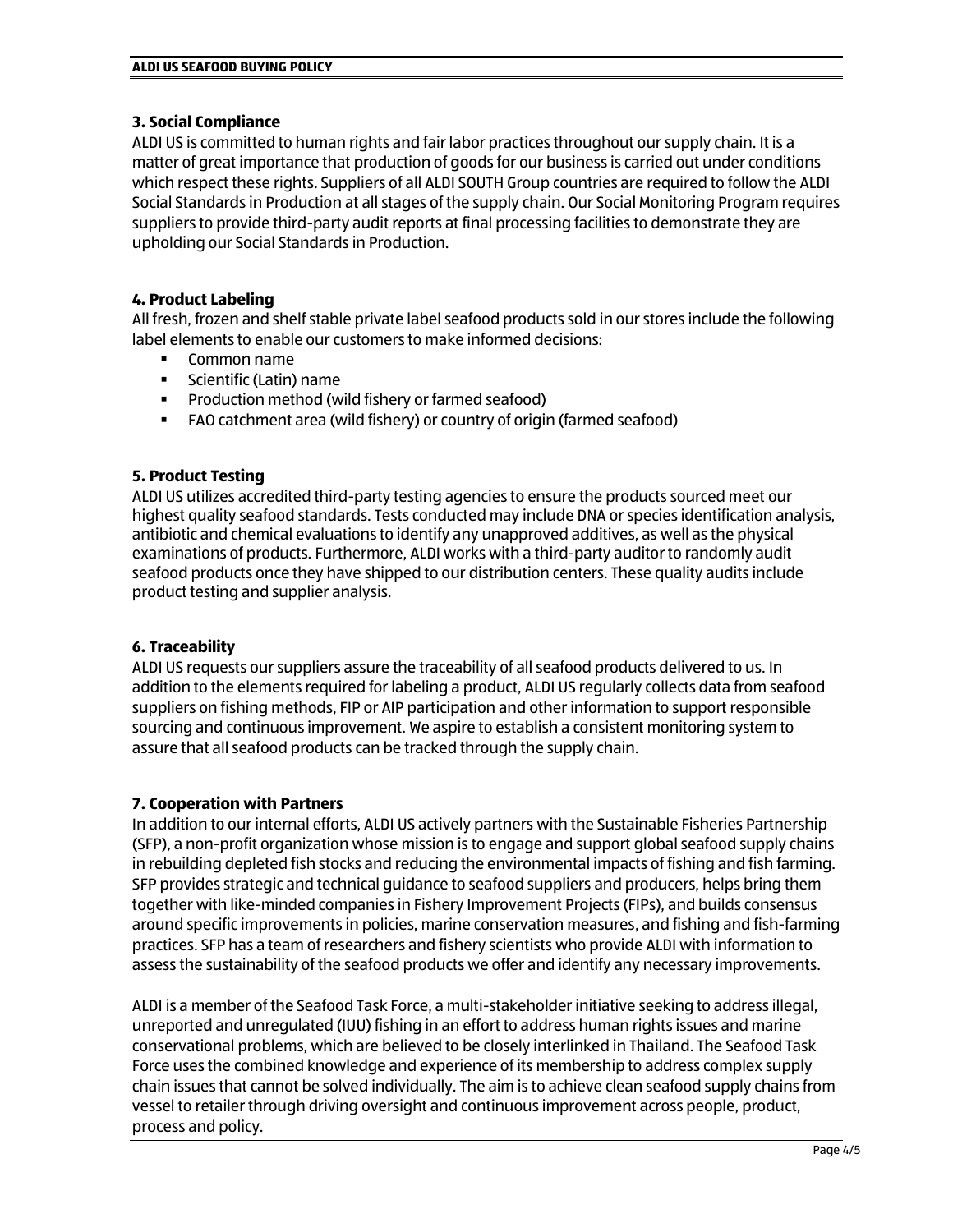### 3. Social Compliance

ALDI US is committed to human rights and fair labor practices throughout our supply chain. It is a matter of great importance that production of goods for our business is carried out under conditions which respect these rights. Suppliers of all ALDI SOUTH Group countries are required to follow the ALDI Social Standards in Production at all stages of the supply chain. Our Social Monitoring Program requires suppliers to provide third-party audit reports at final processing facilities to demonstrate they are upholding our Social Standards in Production.

### 4. Product Labeling

All fresh, frozen and shelf stable private label seafood products sold in our stores include the following label elements to enable our customers to make informed decisions:

- Common name
- Scientific (Latin) name
- Production method (wild fishery or farmed seafood)
- FAO catchment area (wild fishery) or country of origin (farmed seafood)

### 5. Product Testing

ALDI US utilizes accredited third-party testing agencies to ensure the products sourced meet our highest quality seafood standards. Tests conducted may include DNA or species identification analysis, antibiotic and chemical evaluations to identify any unapproved additives, as well as the physical examinations of products. Furthermore, ALDI works with a third-party auditor to randomly audit seafood products once they have shipped to our distribution centers. These quality audits include product testing and supplier analysis.

### 6. Traceability

ALDI US requests our suppliers assure the traceability of all seafood products delivered to us. In addition to the elements required for labeling a product, ALDI US regularly collects data from seafood suppliers on fishing methods, FIP or AIP participation and other information to support responsible sourcing and continuous improvement. We aspire to establish a consistent monitoring system to assure that all seafood products can be tracked through the supply chain.

### 7. Cooperation with Partners

In addition to our internal efforts, ALDI US actively partners with the Sustainable Fisheries Partnership (SFP), a non-profit organization whose mission is to engage and support global seafood supply chains in rebuilding depleted fish stocks and reducing the environmental impacts of fishing and fish farming. SFP provides strategic and technical guidance to seafood suppliers and producers, helps bring them together with like-minded companies in Fishery Improvement Projects (FIPs), and builds consensus around specific improvements in policies, marine conservation measures, and fishing and fish-farming practices. SFP has a team of researchers and fishery scientists who provide ALDI with information to assess the sustainability of the seafood products we offer and identify any necessary improvements.

ALDI is a member of the Seafood Task Force, a multi-stakeholder initiative seeking to address illegal, unreported and unregulated (IUU) fishing in an effort to address human rights issues and marine conservational problems, which are believed to be closely interlinked in Thailand. The Seafood Task Force uses the combined knowledge and experience of its membership to address complex supply chain issues that cannot be solved individually. The aim is to achieve clean seafood supply chains from vessel to retailer through driving oversight and continuous improvement across people, product, process and policy.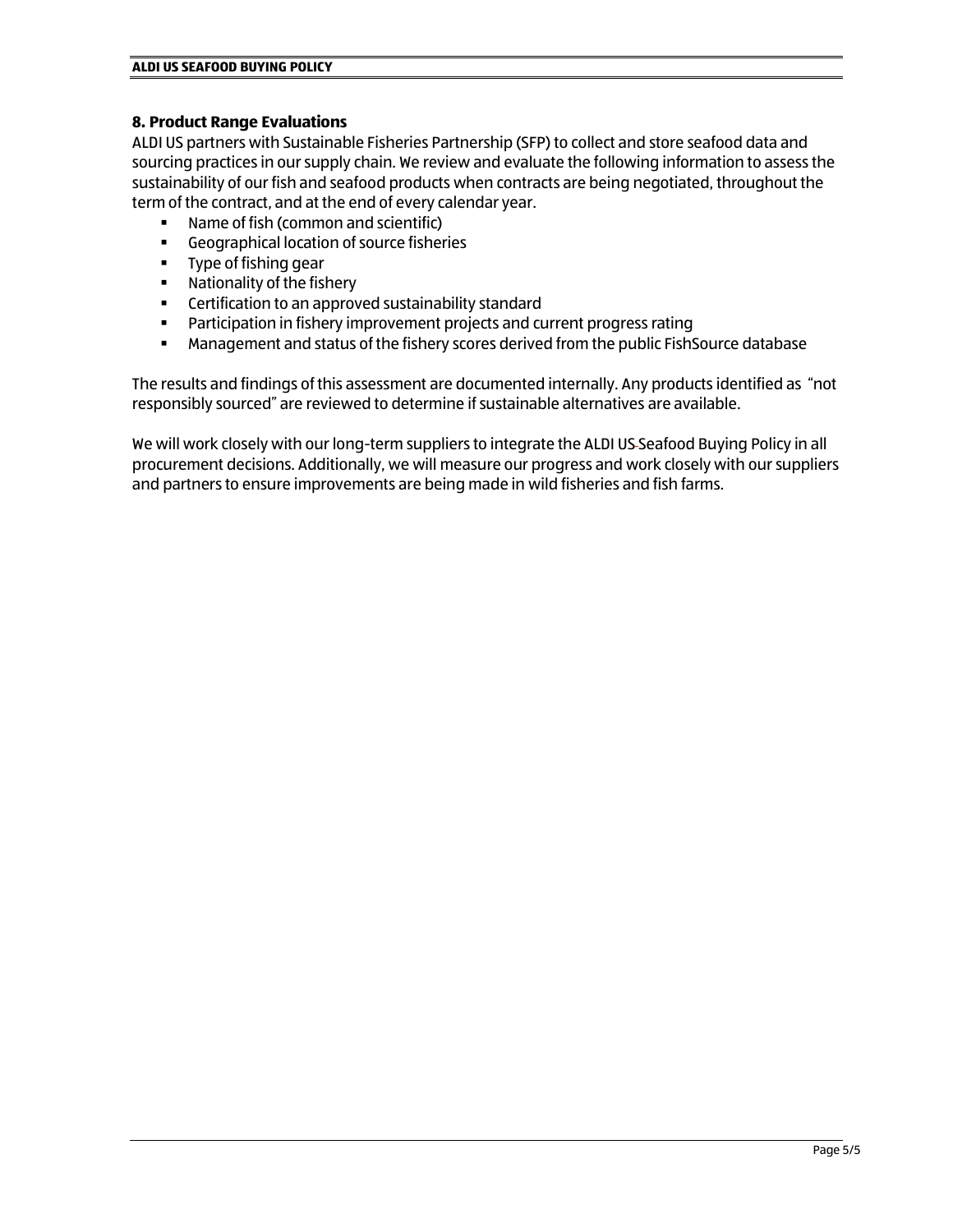## 8. Product Range Evaluations

ALDI US partners with Sustainable Fisheries Partnership (SFP) to collect and store seafood data and sourcing practices in our supply chain. We review and evaluate the following information to assess the sustainability of our fish and seafood products when contracts are being negotiated, throughout the term of the contract, and at the end of every calendar year.

- Name of fish (common and scientific)
- Geographical location of source fisheries
- Type of fishing gear
- Nationality of the fishery
- Certification to an approved sustainability standard
- Participation in fishery improvement projects and current progress rating
- Management and status of the fishery scores derived from the public FishSource database

The results and findings of this assessment are documented internally. Any products identified as "not responsibly sourced" are reviewed to determine if sustainable alternatives are available.

We will work closely with our long-term suppliers to integrate the ALDI US Seafood Buying Policy in all procurement decisions. Additionally, we will measure our progress and work closely with our suppliers and partners to ensure improvements are being made in wild fisheries and fish farms.